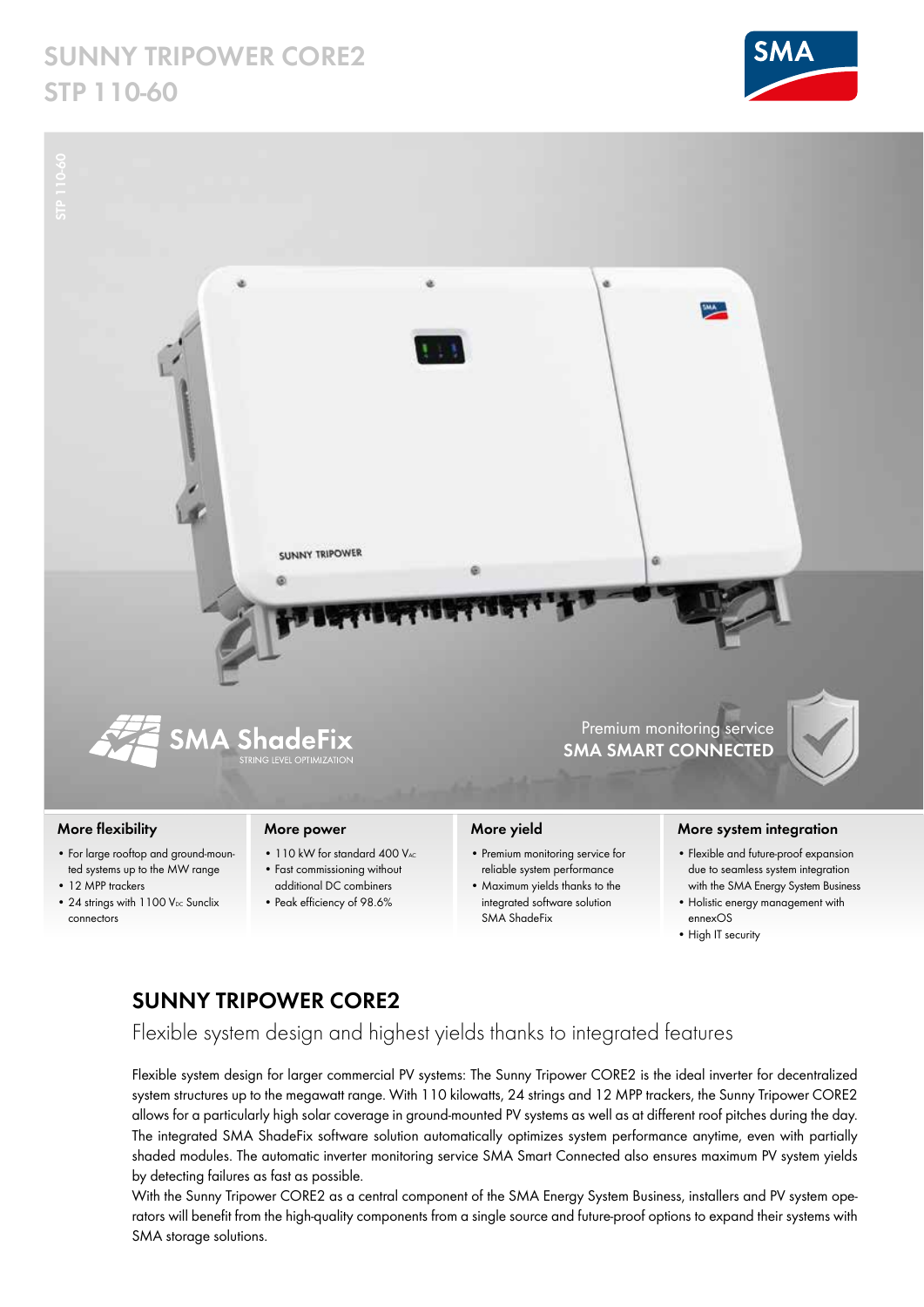# SUNNY TRIPOWER CORE2
## STP 110-60

SMA ShadeFix
STRING LEVEL OPTIMIZATION

Premium monitoring service
SMA SMART CONNECTED

### More flexibility

- For large rooftop and ground-mounted systems up to the MW range
- 12 MPP trackers
- 24 strings with 1100 $V_{DC}$ Sunclix connectors

### More power

- 110 kW for standard 400 $V_{AC}$
- Fast commissioning without additional DC combiners
- Peak efficiency of 98.6%

### More yield

- Premium monitoring service for reliable system performance
- Maximum yields thanks to the integrated software solution SMA ShadeFix

### More system integration

- Flexible and future-proof expansion due to seamless system integration with the SMA Energy System Business
- Holistic energy management with ennexOS
- High IT security

## SUNNY TRIPOWER CORE2

Flexible system design and highest yields thanks to integrated features

Flexible system design for larger commercial PV systems: The Sunny Tripower CORE2 is the ideal inverter for decentralized system structures up to the megawatt range. With 110 kilowatts, 24 strings and 12 MPP trackers, the Sunny Tripower CORE2 allows for a particularly high solar coverage in ground-mounted PV systems as well as at different roof pitches during the day. The integrated SMA ShadeFix software solution automatically optimizes system performance anytime, even with partially shaded modules. The automatic inverter monitoring service SMA Smart Connected also ensures maximum PV system yields by detecting failures as fast as possible.

With the Sunny Tripower CORE2 as a central component of the SMA Energy System Business, installers and PV system operators will benefit from the high-quality components from a single source and future-proof options to expand their systems with SMA storage solutions.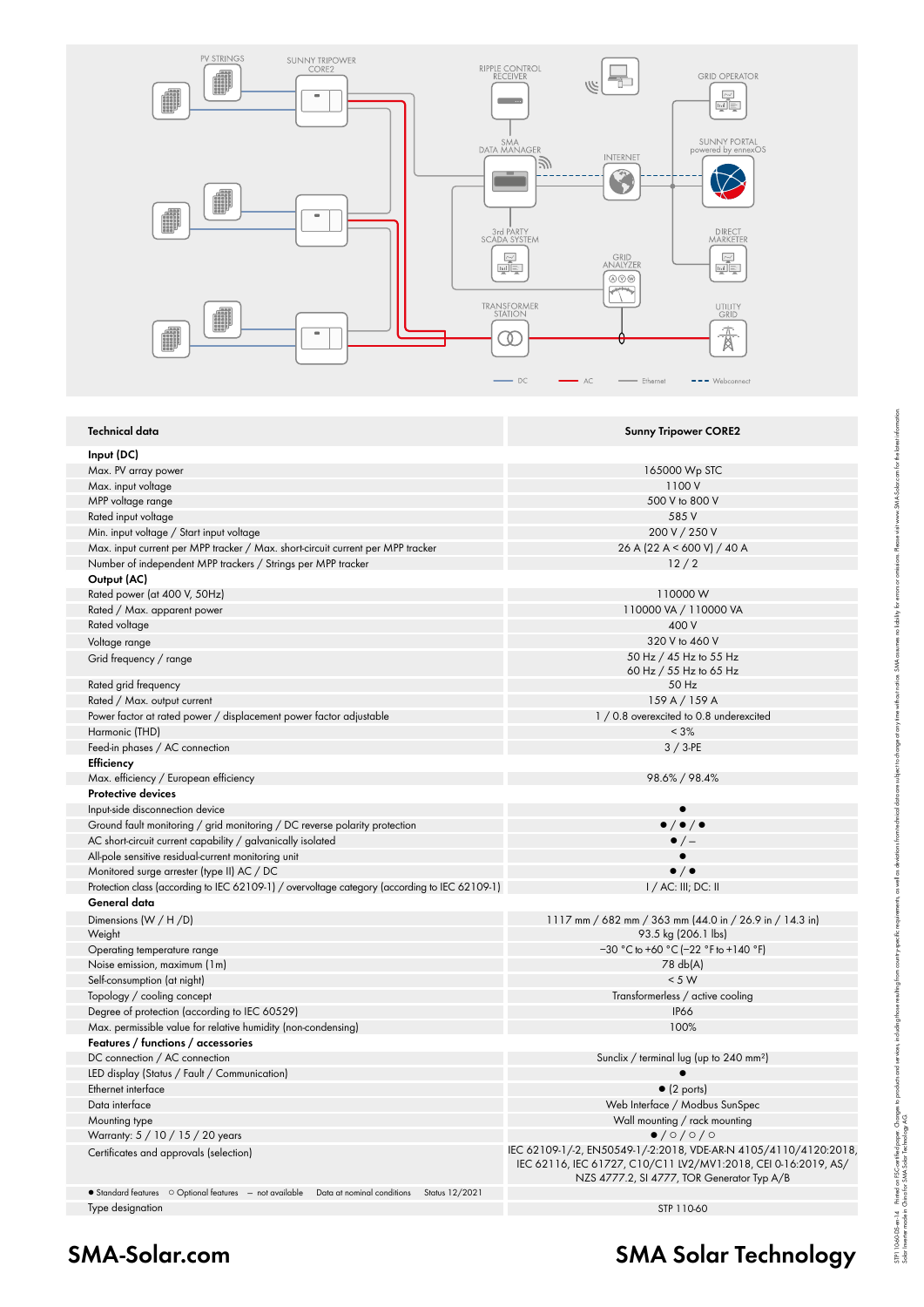PV STRINGS
SUNNY TRIPOWER CORE2
RIPPLE CONTROL RECEIVER
GRID OPERATOR
SMA DATA MANAGER
INTERNET
SUNNY PORTAL powered by ennexOS
3rd PARTY SCADA SYSTEM
GRID ANALYZER
DIRECT MARKETER
TRANSFORMER STATION
UTILITY GRID
DC
AC
Ethernet
Webconnect

| Technical data | Sunny Tripower CORE2 |
|---|---|
| **Input (DC)** | |
| Max. PV array power | 165000 Wp STC |
| Max. input voltage | 1100 V |
| MPP voltage range | 500 V to 800 V |
| Rated input voltage | 585 V |
| Min. input voltage / Start input voltage | 200 V / 250 V |
| Max. input current per MPP tracker / Max. short-circuit current per MPP tracker | 26 A (22 A < 600 V) / 40 A |
| Number of independent MPP trackers / Strings per MPP tracker | 12 / 2 |
| **Output (AC)** | |
| Rated power (at 400 V, 50Hz) | 110000 W |
| Rated / Max. apparent power | 110000 VA / 110000 VA |
| Rated voltage | 400 V |
| Voltage range | 320 V to 460 V |
| Grid frequency / range | 50 Hz / 45 Hz to 55 Hz<br>60 Hz / 55 Hz to 65 Hz |
| Rated grid frequency | 50 Hz |
| Rated / Max. output current | 159 A / 159 A |
| Power factor at rated power / displacement power factor adjustable | 1 / 0.8 overexcited to 0.8 underexcited |
| Harmonic (THD) | < 3% |
| Feed-in phases / AC connection | 3 / 3-PE |
| **Efficiency** | |
| Max. efficiency / European efficiency | 98.6% / 98.4% |
| **Protective devices** | |
| Input-side disconnection device | ● |
| Ground fault monitoring / grid monitoring / DC reverse polarity protection | ● / ● / ● |
| AC short-circuit current capability / galvanically isolated | ● / – |
| All-pole sensitive residual-current monitoring unit | ● |
| Monitored surge arrester (type II) AC / DC | ● / ● |
| Protection class (according to IEC 62109-1) / overvoltage category (according to IEC 62109-1) | I / AC: III; DC: II |
| **General data** | |
| Dimensions (W / H /D) | 1117 mm / 682 mm / 363 mm (44.0 in / 26.9 in / 14.3 in) |
| Weight | 93.5 kg (206.1 lbs) |
| Operating temperature range | −30 °C to +60 °C (−22 °F to +140 °F) |
| Noise emission, maximum (1m) | 78 db(A) |
| Self-consumption (at night) | < 5 W |
| Topology / cooling concept | Transformerless / active cooling |
| Degree of protection (according to IEC 60529) | IP66 |
| Max. permissible value for relative humidity (non-condensing) | 100% |
| **Features / functions / accessories** | |
| DC connection / AC connection | Sunclix / terminal lug (up to 240 mm²) |
| LED display (Status / Fault / Communication) | ● |
| Ethernet interface | ● (2 ports) |
| Data interface | Web Interface / Modbus SunSpec |
| Mounting type | Wall mounting / rack mounting |
| Warranty: 5 / 10 / 15 / 20 years | ● / ○ / ○ / ○ |
| Certificates and approvals (selection) | IEC 62109-1/-2, EN50549-1/-2:2018, VDE-AR-N 4105/4110/4120:2018, IEC 62116, IEC 61727, C10/C11 LV2/MV1:2018, CEI 0-16:2019, AS/NZS 4777.2, SI 4777, TOR Generator Typ A/B |
| ● Standard features ○ Optional features – not available Data at nominal conditions Status 12/2021 | |
| Type designation | STP 110-60 |

**SMA-Solar.com**

**SMA Solar Technology**

STP110-60-DS-en-14 Printed on FSC-certified paper. Changes to products and services, including those resulting from country-specific requirements, as well as deviations from technical data are subject to change at any time without notice. SMA assumes no liability for errors or omissions. Please visit www.SMA-Solar.com for the latest information. Solar Inverter made in China for SMA Solar Technology AG.